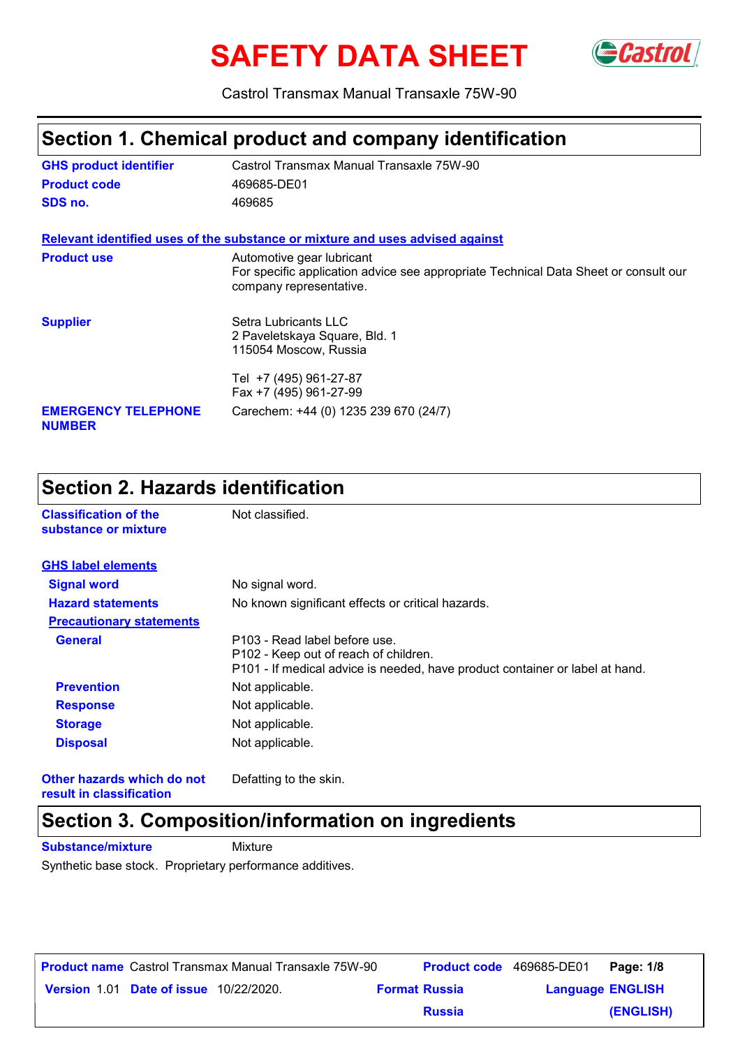# SAFETY DATA SHEET

Castrol Transmax Manual Transaxle 75W-90

## Section 1. Chemical product and company identification

| | |
|---|---|
| **GHS product identifier** | Castrol Transmax Manual Transaxle 75W-90 |
| **Product code** | 469685-DE01 |
| **SDS no.** | 469685 |

**Relevant identified uses of the substance or mixture and uses advised against**

| | |
|---|---|
| **Product use** | Automotive gear lubricant<br>For specific application advice see appropriate Technical Data Sheet or consult our company representative. |
| **Supplier** | Setra Lubricants LLC<br>2 Paveletskaya Square, Bld. 1<br>115054 Moscow, Russia<br><br>Tel +7 (495) 961-27-87<br>Fax +7 (495) 961-27-99 |
| **EMERGENCY TELEPHONE NUMBER** | Carechem: +44 (0) 1235 239 670 (24/7) |

## Section 2. Hazards identification

| | |
|---|---|
| **Classification of the substance or mixture** | Not classified. |

**GHS label elements**

| | |
|---|---|
| **Signal word** | No signal word. |
| **Hazard statements** | No known significant effects or critical hazards. |

**Precautionary statements**

| | |
|---|---|
| **General** | P103 - Read label before use.<br>P102 - Keep out of reach of children.<br>P101 - If medical advice is needed, have product container or label at hand. |
| **Prevention** | Not applicable. |
| **Response** | Not applicable. |
| **Storage** | Not applicable. |
| **Disposal** | Not applicable. |

| | |
|---|---|
| **Other hazards which do not result in classification** | Defatting to the skin. |

## Section 3. Composition/information on ingredients

**Substance/mixture** Mixture

Synthetic base stock. Proprietary performance additives.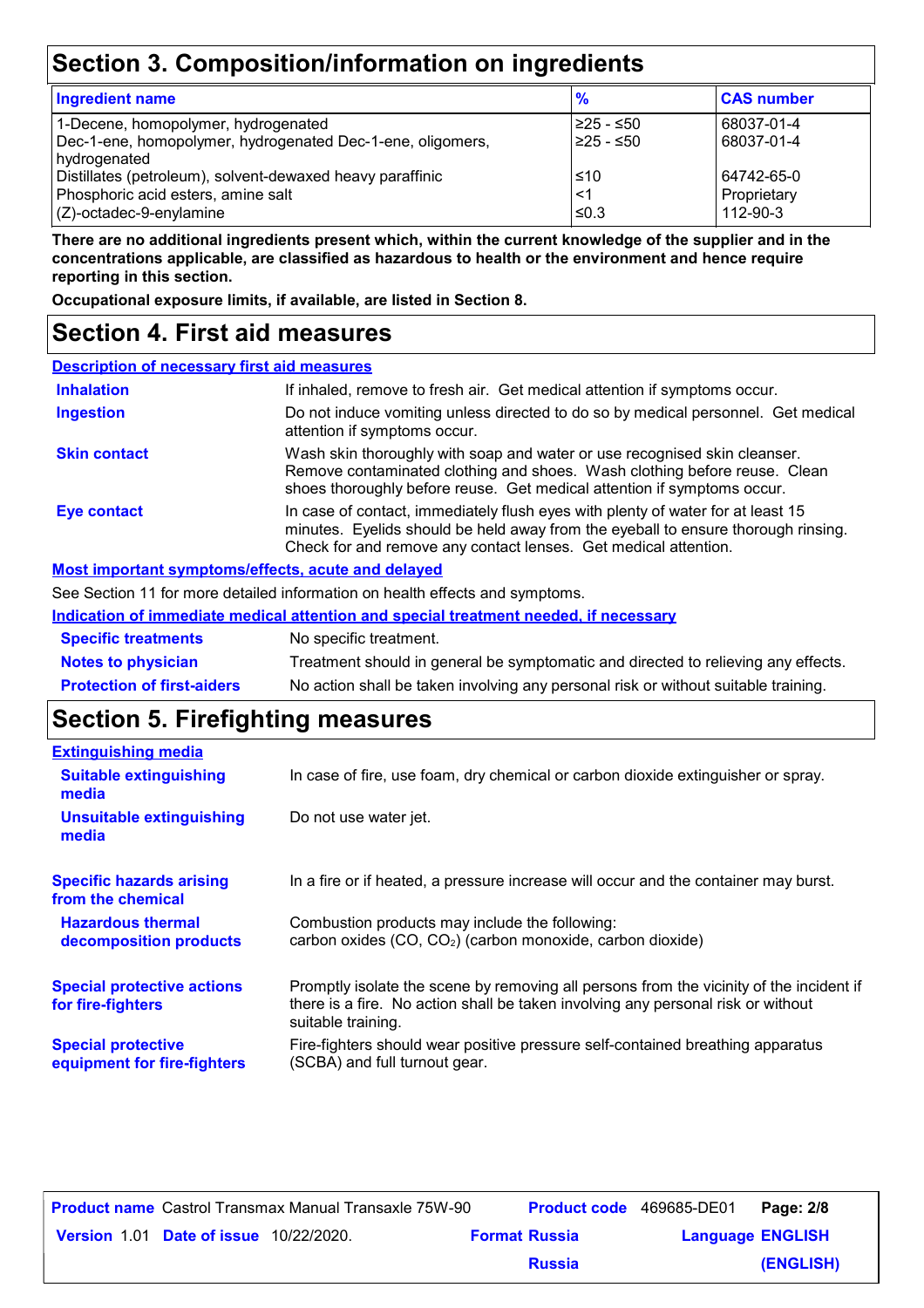## Section 3. Composition/information on ingredients

| Ingredient name | % | CAS number |
|---|---|---|
| 1-Decene, homopolymer, hydrogenated | ≥25 - ≤50 | 68037-01-4 |
| Dec-1-ene, homopolymer, hydrogenated Dec-1-ene, oligomers, hydrogenated | ≥25 - ≤50 | 68037-01-4 |
| Distillates (petroleum), solvent-dewaxed heavy paraffinic | ≤10 | 64742-65-0 |
| Phosphoric acid esters, amine salt | <1 | Proprietary |
| (Z)-octadec-9-enylamine | ≤0.3 | 112-90-3 |

**There are no additional ingredients present which, within the current knowledge of the supplier and in the concentrations applicable, are classified as hazardous to health or the environment and hence require reporting in this section.**

**Occupational exposure limits, if available, are listed in Section 8.**

## Section 4. First aid measures

**Description of necessary first aid measures**

**Inhalation**: If inhaled, remove to fresh air. Get medical attention if symptoms occur.

**Ingestion**: Do not induce vomiting unless directed to do so by medical personnel. Get medical attention if symptoms occur.

**Skin contact**: Wash skin thoroughly with soap and water or use recognised skin cleanser. Remove contaminated clothing and shoes. Wash clothing before reuse. Clean shoes thoroughly before reuse. Get medical attention if symptoms occur.

**Eye contact**: In case of contact, immediately flush eyes with plenty of water for at least 15 minutes. Eyelids should be held away from the eyeball to ensure thorough rinsing. Check for and remove any contact lenses. Get medical attention.

**Most important symptoms/effects, acute and delayed**

See Section 11 for more detailed information on health effects and symptoms.

**Indication of immediate medical attention and special treatment needed, if necessary**

**Specific treatments**: No specific treatment.

**Notes to physician**: Treatment should in general be symptomatic and directed to relieving any effects.

**Protection of first-aiders**: No action shall be taken involving any personal risk or without suitable training.

## Section 5. Firefighting measures

**Extinguishing media**

**Suitable extinguishing media**: In case of fire, use foam, dry chemical or carbon dioxide extinguisher or spray.

**Unsuitable extinguishing media**: Do not use water jet.

**Specific hazards arising from the chemical**: In a fire or if heated, a pressure increase will occur and the container may burst.

**Hazardous thermal decomposition products**: Combustion products may include the following: carbon oxides ($CO$, $CO_2$) (carbon monoxide, carbon dioxide)

**Special protective actions for fire-fighters**: Promptly isolate the scene by removing all persons from the vicinity of the incident if there is a fire. No action shall be taken involving any personal risk or without suitable training.

**Special protective equipment for fire-fighters**: Fire-fighters should wear positive pressure self-contained breathing apparatus (SCBA) and full turnout gear.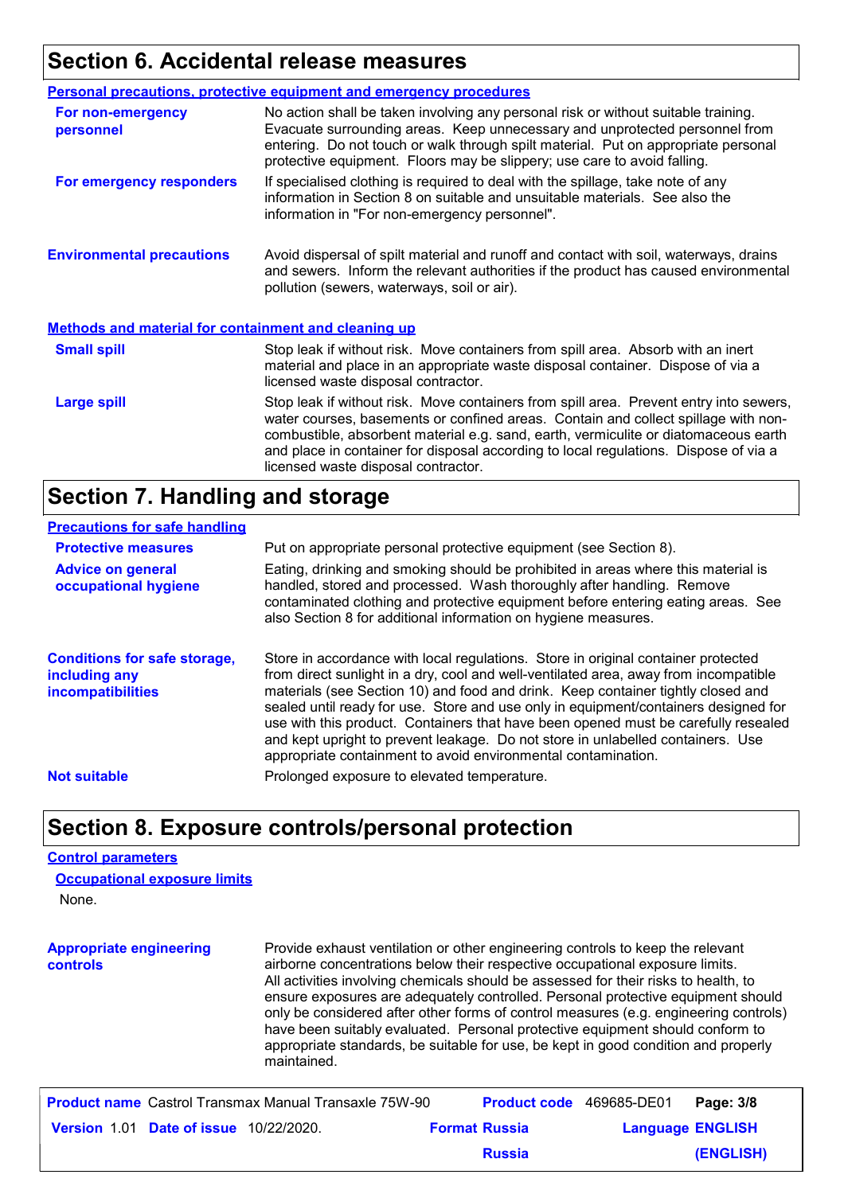## Section 6. Accidental release measures

### Personal precautions, protective equipment and emergency procedures

**For non-emergency personnel**
No action shall be taken involving any personal risk or without suitable training. Evacuate surrounding areas. Keep unnecessary and unprotected personnel from entering. Do not touch or walk through spilt material. Put on appropriate personal protective equipment. Floors may be slippery; use care to avoid falling.

**For emergency responders**
If specialised clothing is required to deal with the spillage, take note of any information in Section 8 on suitable and unsuitable materials. See also the information in "For non-emergency personnel".

**Environmental precautions**
Avoid dispersal of spilt material and runoff and contact with soil, waterways, drains and sewers. Inform the relevant authorities if the product has caused environmental pollution (sewers, waterways, soil or air).

### Methods and material for containment and cleaning up

**Small spill**
Stop leak if without risk. Move containers from spill area. Absorb with an inert material and place in an appropriate waste disposal container. Dispose of via a licensed waste disposal contractor.

**Large spill**
Stop leak if without risk. Move containers from spill area. Prevent entry into sewers, water courses, basements or confined areas. Contain and collect spillage with non-combustible, absorbent material e.g. sand, earth, vermiculite or diatomaceous earth and place in container for disposal according to local regulations. Dispose of via a licensed waste disposal contractor.

## Section 7. Handling and storage

### Precautions for safe handling

**Protective measures**
Put on appropriate personal protective equipment (see Section 8).

**Advice on general occupational hygiene**
Eating, drinking and smoking should be prohibited in areas where this material is handled, stored and processed. Wash thoroughly after handling. Remove contaminated clothing and protective equipment before entering eating areas. See also Section 8 for additional information on hygiene measures.

**Conditions for safe storage, including any incompatibilities**
Store in accordance with local regulations. Store in original container protected from direct sunlight in a dry, cool and well-ventilated area, away from incompatible materials (see Section 10) and food and drink. Keep container tightly closed and sealed until ready for use. Store and use only in equipment/containers designed for use with this product. Containers that have been opened must be carefully resealed and kept upright to prevent leakage. Do not store in unlabelled containers. Use appropriate containment to avoid environmental contamination.

**Not suitable**
Prolonged exposure to elevated temperature.

## Section 8. Exposure controls/personal protection

### Control parameters

#### Occupational exposure limits

None.

**Appropriate engineering controls**
Provide exhaust ventilation or other engineering controls to keep the relevant airborne concentrations below their respective occupational exposure limits. All activities involving chemicals should be assessed for their risks to health, to ensure exposures are adequately controlled. Personal protective equipment should only be considered after other forms of control measures (e.g. engineering controls) have been suitably evaluated. Personal protective equipment should conform to appropriate standards, be suitable for use, be kept in good condition and properly maintained.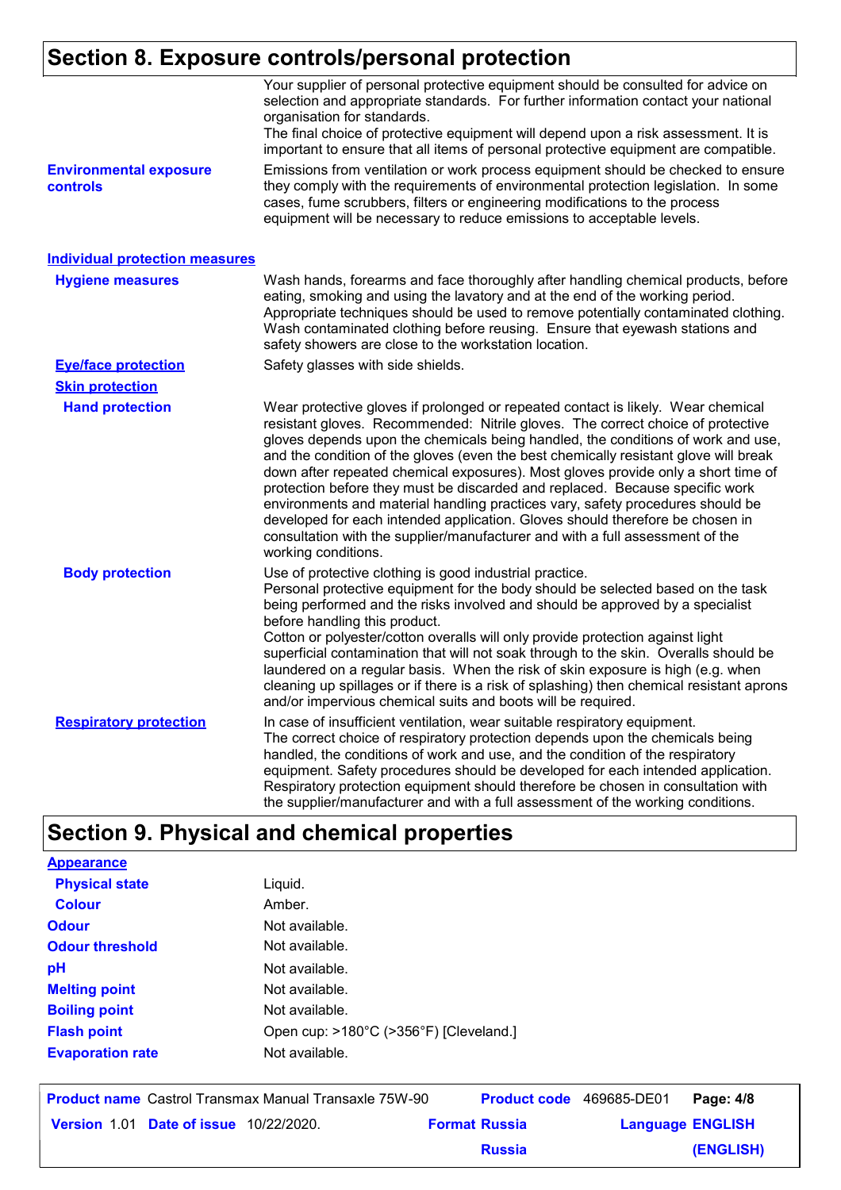## Section 8. Exposure controls/personal protection

Your supplier of personal protective equipment should be consulted for advice on selection and appropriate standards. For further information contact your national organisation for standards.
The final choice of protective equipment will depend upon a risk assessment. It is important to ensure that all items of personal protective equipment are compatible.

**Environmental exposure controls**
Emissions from ventilation or work process equipment should be checked to ensure they comply with the requirements of environmental protection legislation. In some cases, fume scrubbers, filters or engineering modifications to the process equipment will be necessary to reduce emissions to acceptable levels.

### Individual protection measures

**Hygiene measures**
Wash hands, forearms and face thoroughly after handling chemical products, before eating, smoking and using the lavatory and at the end of the working period. Appropriate techniques should be used to remove potentially contaminated clothing. Wash contaminated clothing before reusing. Ensure that eyewash stations and safety showers are close to the workstation location.

**Eye/face protection**
Safety glasses with side shields.

**Skin protection**

**Hand protection**
Wear protective gloves if prolonged or repeated contact is likely. Wear chemical resistant gloves. Recommended: Nitrile gloves. The correct choice of protective gloves depends upon the chemicals being handled, the conditions of work and use, and the condition of the gloves (even the best chemically resistant glove will break down after repeated chemical exposures). Most gloves provide only a short time of protection before they must be discarded and replaced. Because specific work environments and material handling practices vary, safety procedures should be developed for each intended application. Gloves should therefore be chosen in consultation with the supplier/manufacturer and with a full assessment of the working conditions.

**Body protection**
Use of protective clothing is good industrial practice.
Personal protective equipment for the body should be selected based on the task being performed and the risks involved and should be approved by a specialist before handling this product.
Cotton or polyester/cotton overalls will only provide protection against light superficial contamination that will not soak through to the skin. Overalls should be laundered on a regular basis. When the risk of skin exposure is high (e.g. when cleaning up spillages or if there is a risk of splashing) then chemical resistant aprons and/or impervious chemical suits and boots will be required.

**Respiratory protection**
In case of insufficient ventilation, wear suitable respiratory equipment.
The correct choice of respiratory protection depends upon the chemicals being handled, the conditions of work and use, and the condition of the respiratory equipment. Safety procedures should be developed for each intended application. Respiratory protection equipment should therefore be chosen in consultation with the supplier/manufacturer and with a full assessment of the working conditions.

## Section 9. Physical and chemical properties

**Appearance**

| Property | Value |
|---|---|
| Physical state | Liquid. |
| Colour | Amber. |
| Odour | Not available. |
| Odour threshold | Not available. |
| pH | Not available. |
| Melting point | Not available. |
| Boiling point | Not available. |
| Flash point | Open cup: >180°C (>356°F) [Cleveland.] |
| Evaporation rate | Not available. |

**Product name** Castrol Transmax Manual Transaxle 75W-90 **Product code** 469685-DE01
**Version** 1.01 **Date of issue** 10/22/2020. **Format** Russia Russia **Language** ENGLISH (ENGLISH)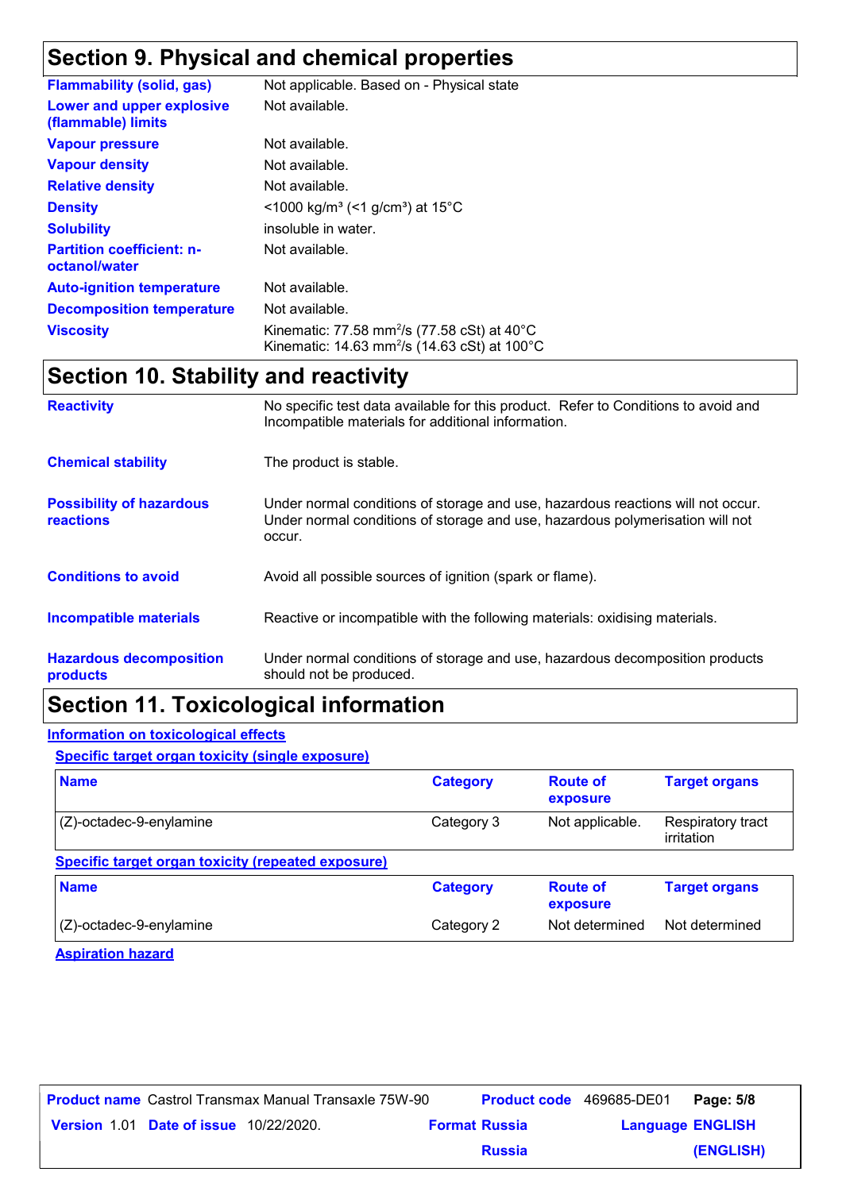## Section 9. Physical and chemical properties

| | |
|---|---|
| **Flammability (solid, gas)** | Not applicable. Based on - Physical state |
| **Lower and upper explosive (flammable) limits** | Not available. |
| **Vapour pressure** | Not available. |
| **Vapour density** | Not available. |
| **Relative density** | Not available. |
| **Density** | <1000 kg/m³ (<1 g/cm³) at 15°C |
| **Solubility** | insoluble in water. |
| **Partition coefficient: n-octanol/water** | Not available. |
| **Auto-ignition temperature** | Not available. |
| **Decomposition temperature** | Not available. |
| **Viscosity** | Kinematic: 77.58 mm²/s (77.58 cSt) at 40°C<br>Kinematic: 14.63 mm²/s (14.63 cSt) at 100°C |

## Section 10. Stability and reactivity

| | |
|---|---|
| **Reactivity** | No specific test data available for this product. Refer to Conditions to avoid and Incompatible materials for additional information. |
| **Chemical stability** | The product is stable. |
| **Possibility of hazardous reactions** | Under normal conditions of storage and use, hazardous reactions will not occur.<br>Under normal conditions of storage and use, hazardous polymerisation will not occur. |
| **Conditions to avoid** | Avoid all possible sources of ignition (spark or flame). |
| **Incompatible materials** | Reactive or incompatible with the following materials: oxidising materials. |
| **Hazardous decomposition products** | Under normal conditions of storage and use, hazardous decomposition products should not be produced. |

## Section 11. Toxicological information

**Information on toxicological effects**

**Specific target organ toxicity (single exposure)**

| Name | Category | Route of exposure | Target organs |
|---|---|---|---|
| (Z)-octadec-9-enylamine | Category 3 | Not applicable. | Respiratory tract irritation |

**Specific target organ toxicity (repeated exposure)**

| Name | Category | Route of exposure | Target organs |
|---|---|---|---|
| (Z)-octadec-9-enylamine | Category 2 | Not determined | Not determined |

**Aspiration hazard**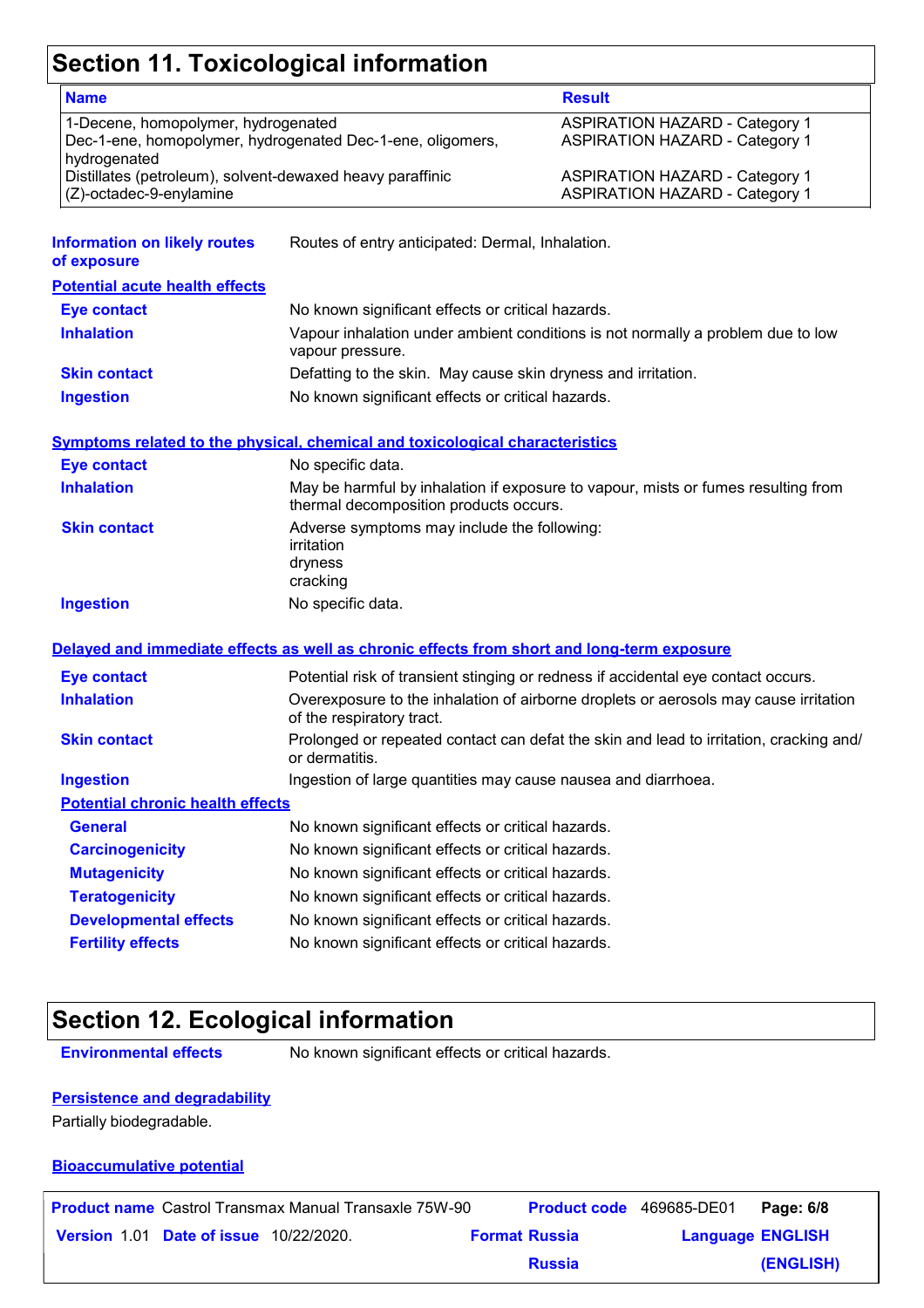# Section 11. Toxicological information

| Name | Result |
| --- | --- |
| 1-Decene, homopolymer, hydrogenated | ASPIRATION HAZARD - Category 1 |
| Dec-1-ene, homopolymer, hydrogenated Dec-1-ene, oligomers, hydrogenated | ASPIRATION HAZARD - Category 1 |
| Distillates (petroleum), solvent-dewaxed heavy paraffinic | ASPIRATION HAZARD - Category 1 |
| (Z)-octadec-9-enylamine | ASPIRATION HAZARD - Category 1 |

**Information on likely routes of exposure**: Routes of entry anticipated: Dermal, Inhalation.

**Potential acute health effects**

**Eye contact**: No known significant effects or critical hazards.

**Inhalation**: Vapour inhalation under ambient conditions is not normally a problem due to low vapour pressure.

**Skin contact**: Defatting to the skin. May cause skin dryness and irritation.

**Ingestion**: No known significant effects or critical hazards.

**Symptoms related to the physical, chemical and toxicological characteristics**

**Eye contact**: No specific data.

**Inhalation**: May be harmful by inhalation if exposure to vapour, mists or fumes resulting from thermal decomposition products occurs.

**Skin contact**: Adverse symptoms may include the following:
irritation
dryness
cracking

**Ingestion**: No specific data.

**Delayed and immediate effects as well as chronic effects from short and long-term exposure**

**Eye contact**: Potential risk of transient stinging or redness if accidental eye contact occurs.

**Inhalation**: Overexposure to the inhalation of airborne droplets or aerosols may cause irritation of the respiratory tract.

**Skin contact**: Prolonged or repeated contact can defat the skin and lead to irritation, cracking and/or dermatitis.

**Ingestion**: Ingestion of large quantities may cause nausea and diarrhoea.

**Potential chronic health effects**

**General**: No known significant effects or critical hazards.

**Carcinogenicity**: No known significant effects or critical hazards.

**Mutagenicity**: No known significant effects or critical hazards.

**Teratogenicity**: No known significant effects or critical hazards.

**Developmental effects**: No known significant effects or critical hazards.

**Fertility effects**: No known significant effects or critical hazards.

# Section 12. Ecological information

**Environmental effects**: No known significant effects or critical hazards.

**Persistence and degradability**

Partially biodegradable.

**Bioaccumulative potential**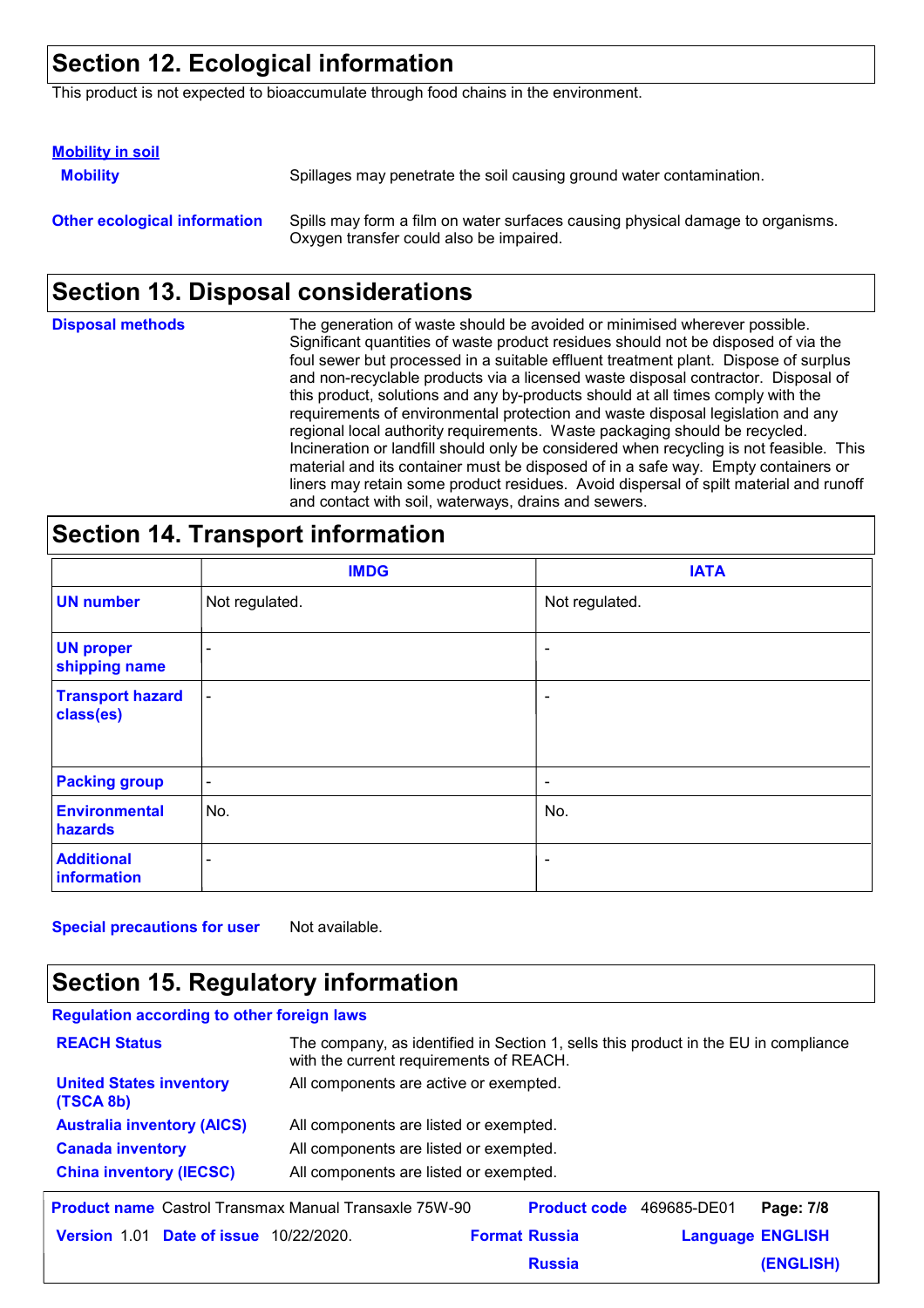## Section 12. Ecological information

This product is not expected to bioaccumulate through food chains in the environment.

**Mobility in soil**

| | |
|---|---|
| **Mobility** | Spillages may penetrate the soil causing ground water contamination. |
| **Other ecological information** | Spills may form a film on water surfaces causing physical damage to organisms. Oxygen transfer could also be impaired. |

## Section 13. Disposal considerations

**Disposal methods**

The generation of waste should be avoided or minimised wherever possible. Significant quantities of waste product residues should not be disposed of via the foul sewer but processed in a suitable effluent treatment plant. Dispose of surplus and non-recyclable products via a licensed waste disposal contractor. Disposal of this product, solutions and any by-products should at all times comply with the requirements of environmental protection and waste disposal legislation and any regional local authority requirements. Waste packaging should be recycled. Incineration or landfill should only be considered when recycling is not feasible. This material and its container must be disposed of in a safe way. Empty containers or liners may retain some product residues. Avoid dispersal of spilt material and runoff and contact with soil, waterways, drains and sewers.

## Section 14. Transport information

| | IMDG | IATA |
|---|---|---|
| **UN number** | Not regulated. | Not regulated. |
| **UN proper shipping name** | - | - |
| **Transport hazard class(es)** | - | - |
| **Packing group** | - | - |
| **Environmental hazards** | No. | No. |
| **Additional information** | - | - |

**Special precautions for user** Not available.

## Section 15. Regulatory information

**Regulation according to other foreign laws**

| | |
|---|---|
| **REACH Status** | The company, as identified in Section 1, sells this product in the EU in compliance with the current requirements of REACH. |
| **United States inventory (TSCA 8b)** | All components are active or exempted. |
| **Australia inventory (AICS)** | All components are listed or exempted. |
| **Canada inventory** | All components are listed or exempted. |
| **China inventory (IECSC)** | All components are listed or exempted. |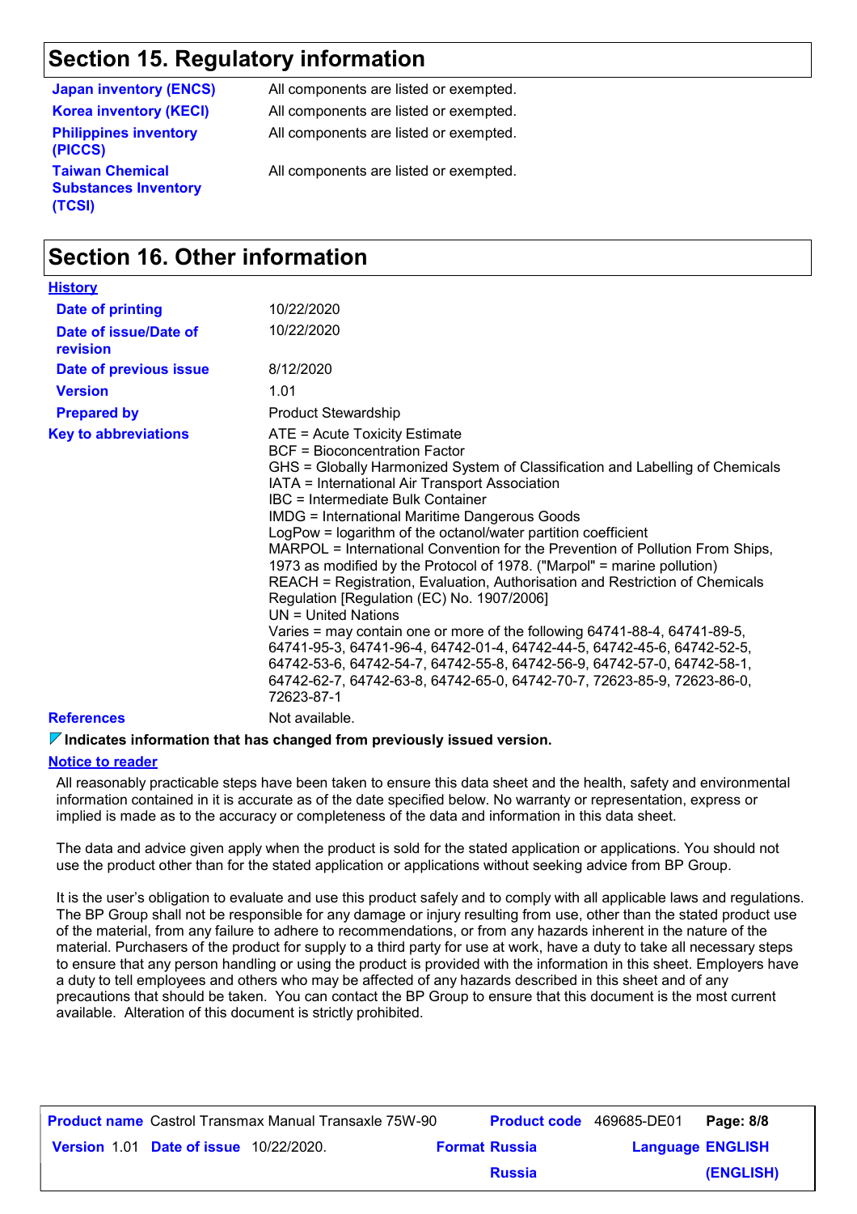## Section 15. Regulatory information

| | |
|---|---|
| **Japan inventory (ENCS)** | All components are listed or exempted. |
| **Korea inventory (KECI)** | All components are listed or exempted. |
| **Philippines inventory (PICCS)** | All components are listed or exempted. |
| **Taiwan Chemical Substances Inventory (TCSI)** | All components are listed or exempted. |

## Section 16. Other information

**History**

| | |
|---|---|
| **Date of printing** | 10/22/2020 |
| **Date of issue/Date of revision** | 10/22/2020 |
| **Date of previous issue** | 8/12/2020 |
| **Version** | 1.01 |
| **Prepared by** | Product Stewardship |

**Key to abbreviations**

ATE = Acute Toxicity Estimate
BCF = Bioconcentration Factor
GHS = Globally Harmonized System of Classification and Labelling of Chemicals
IATA = International Air Transport Association
IBC = Intermediate Bulk Container
IMDG = International Maritime Dangerous Goods
LogPow = logarithm of the octanol/water partition coefficient
MARPOL = International Convention for the Prevention of Pollution From Ships, 1973 as modified by the Protocol of 1978. ("Marpol" = marine pollution)
REACH = Registration, Evaluation, Authorisation and Restriction of Chemicals Regulation [Regulation (EC) No. 1907/2006]
UN = United Nations
Varies = may contain one or more of the following 64741-88-4, 64741-89-5, 64741-95-3, 64741-96-4, 64742-01-4, 64742-44-5, 64742-45-6, 64742-52-5, 64742-53-6, 64742-54-7, 64742-55-8, 64742-56-9, 64742-57-0, 64742-58-1, 64742-62-7, 64742-63-8, 64742-65-0, 64742-70-7, 72623-85-9, 72623-86-0, 72623-87-1

**References** Not available.

**Indicates information that has changed from previously issued version.**

**Notice to reader**

All reasonably practicable steps have been taken to ensure this data sheet and the health, safety and environmental information contained in it is accurate as of the date specified below. No warranty or representation, express or implied is made as to the accuracy or completeness of the data and information in this data sheet.

The data and advice given apply when the product is sold for the stated application or applications. You should not use the product other than for the stated application or applications without seeking advice from BP Group.

It is the user's obligation to evaluate and use this product safely and to comply with all applicable laws and regulations. The BP Group shall not be responsible for any damage or injury resulting from use, other than the stated product use of the material, from any failure to adhere to recommendations, or from any hazards inherent in the nature of the material. Purchasers of the product for supply to a third party for use at work, have a duty to take all necessary steps to ensure that any person handling or using the product is provided with the information in this sheet. Employers have a duty to tell employees and others who may be affected of any hazards described in this sheet and of any precautions that should be taken. You can contact the BP Group to ensure that this document is the most current available. Alteration of this document is strictly prohibited.